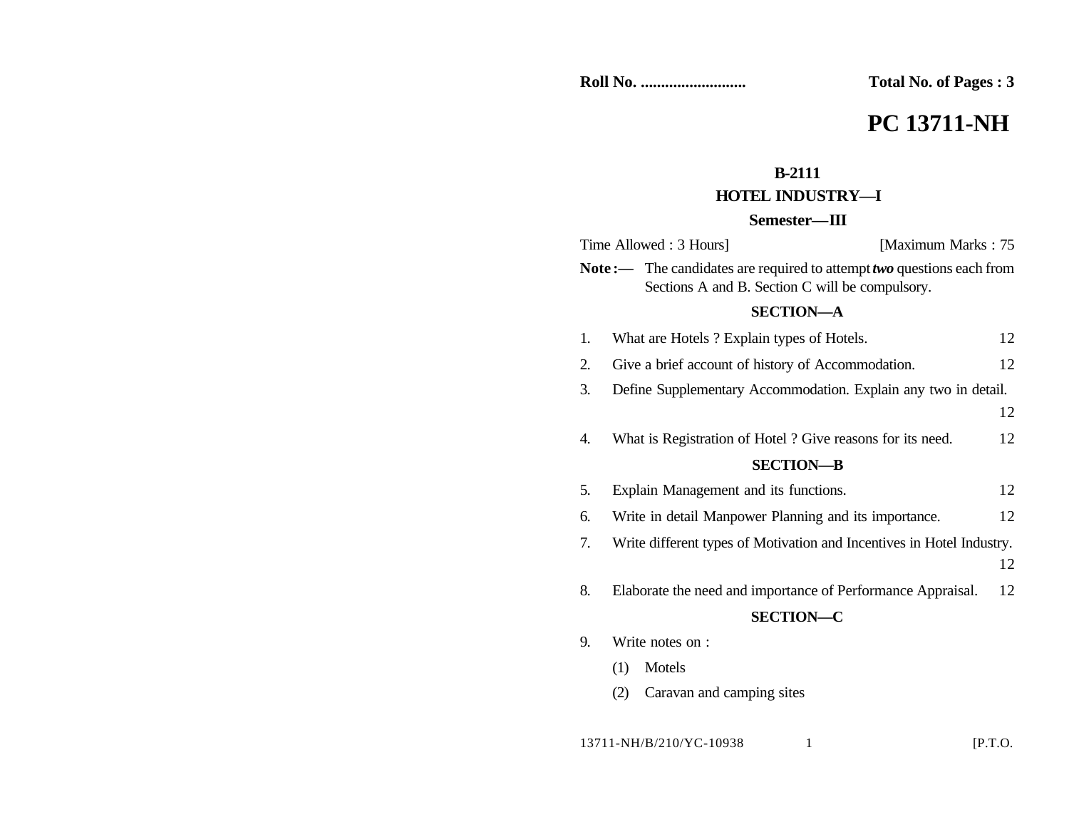**Roll No. ..........................** **Total No. of Pages : 3**

# PC 13711-NH

**B-2111**

**HOTEL INDUSTRY—I**

**Semester—III**

Time Allowed : 3 Hours] [Maximum Marks : 75

**Note :—** The candidates are required to attempt ***two*** questions each from Sections A and B. Section C will be compulsory.

## SECTION—A

1. What are Hotels ? Explain types of Hotels. 12

2. Give a brief account of history of Accommodation. 12

3. Define Supplementary Accommodation. Explain any two in detail. 12

4. What is Registration of Hotel ? Give reasons for its need. 12

## SECTION—B

5. Explain Management and its functions. 12

6. Write in detail Manpower Planning and its importance. 12

7. Write different types of Motivation and Incentives in Hotel Industry. 12

8. Elaborate the need and importance of Performance Appraisal. 12

## SECTION—C

9. Write notes on :

   (1) Motels

   (2) Caravan and camping sites

13711-NH/B/210/YC-10938 [P.T.O.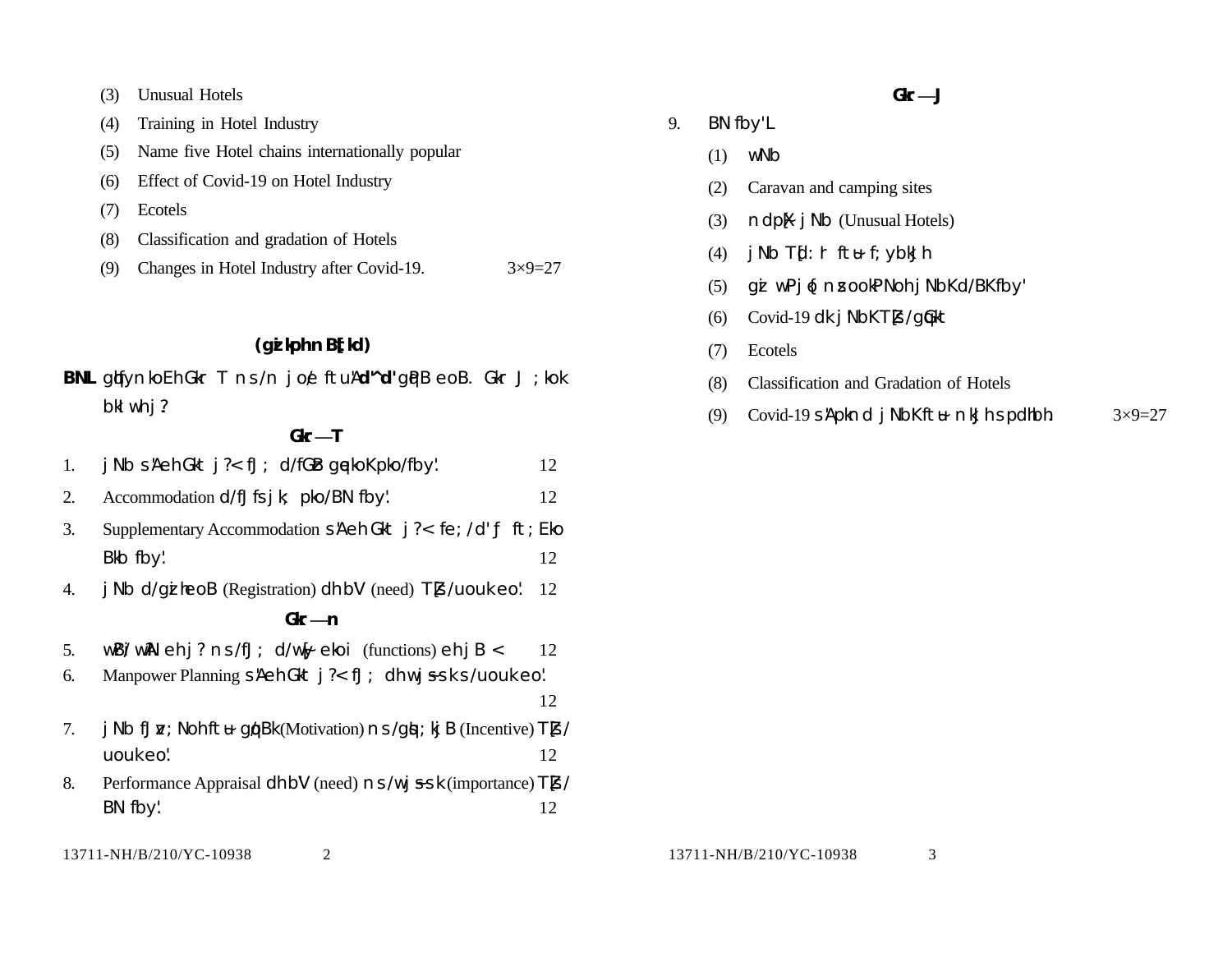(3) Unusual Hotels

(4) Training in Hotel Industry

(5) Name five Hotel chains internationally popular

(6) Effect of Covid-19 on Hotel Industry

(7) Ecotels

(8) Classification and gradation of Hotels

(9) Changes in Hotel Industry after Covid-19. 3×9=27

**(gzkphn BZ[;kd)**

**BNL** gdfjyn koEh Gkr T n s/n jo/e ftu'A **d'^d'** gqPB eoB. Gkr J ;kok bkI wh j ?

**Gkr —T**

1. j Nb s'A eh Gkt j ?< fJ; d/fGzB gqekoK pko/fby'. 12

2. Accommodation d/fJ fs j k; pko/BN fby'. 12

3. Supplementary Accommodation s'A eh Gkt j ?< fe; /d'j ft ; Eko Bkb fby'. 12

4. j Nb d/gzh eoB (Registration) dh bV (need) T[s/uouk eo'. 12

**Gkr —n**

5. wB/ wAI eh j ? n s/fJ ; d/w[Y eoi (functions) eh j B < 12

6. Manpower Planning s'A eh Gkt j ?< fJ ; dh wj ssk s/uouk eo'. 12

7. j Nb fJ ze; Nohft u gq/Bk (Motivation) n s/gqs; kj B (Incentive) T[s/ uouk eo'. 12

8. Performance Appraisal dh bV (need) n s/wj ssk (importance) T[s/ BN fby'. 12

**Gkr —J**

9. BN fby'L

(1) wNb

(2) Caravan and camping sites

(3) n dp[X j Nb (Unusual Hotels)

(4) j Nb T[d: r ft u f; ybkJ h

(5) gzi wPj o[ n zs okPNoh j Nb Kd/BK fby'

(6) Covid-19 dk j Nb K T[s/ gqGkt

(7) Ecotels

(8) Classification and Gradation of Hotels

(9) Covid-19 s'A pkn d j Nb K ft u n kJ h s pdhbh. 3×9=27